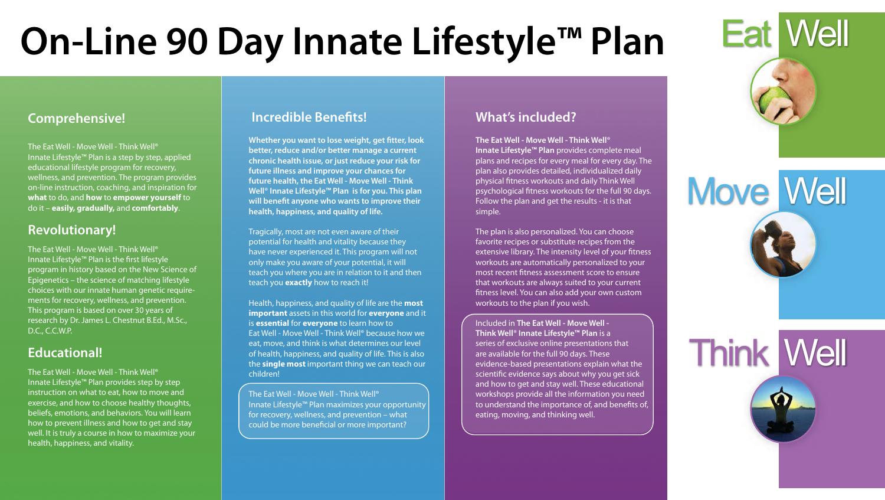# On-Line 90 Day Innate Lifestyle™ Plan

## Comprehensive!

The Eat Well - Move Well - Think Well® Innate Lifestyle™ Plan is a step by step, applied educational lifestyle program for recovery, wellness, and prevention. The program provides on-line instruction, coaching, and inspiration for **what** to do, and **how** to **empower yourself** to do it – **easily, gradually,** and **comfortably**.

## Revolutionary!

The Eat Well - Move Well - Think Well® Innate Lifestyle™ Plan is the first lifestyle program in history based on the New Science of Epigenetics – the science of matching lifestyle choices with our innate human genetic requirements for recovery, wellness, and prevention. This program is based on over 30 years of research by Dr. James L. Chestnut B.Ed., M.Sc., D.C., C.C.W.P.

## Educational!

The Eat Well - Move Well - Think Well® Innate Lifestyle™ Plan provides step by step instruction on what to eat, how to move and exercise, and how to choose healthy thoughts, beliefs, emotions, and behaviors. You will learn how to prevent illness and how to get and stay well. It is truly a course in how to maximize your health, happiness, and vitality.

## Incredible Benefits!

**Whether you want to lose weight, get fitter, look better, reduce and/or better manage a current chronic health issue, or just reduce your risk for future illness and improve your chances for future health, the Eat Well - Move Well - Think Well® Innate Lifestyle™ Plan is for you. This plan will benefit anyone who wants to improve their health, happiness, and quality of life.**

Tragically, most are not even aware of their potential for health and vitality because they have never experienced it. This program will not only make you aware of your potential, it will teach you where you are in relation to it and then teach you **exactly** how to reach it!

Health, happiness, and quality of life are the **most important** assets in this world for **everyone** and it is **essential** for **everyone** to learn how to Eat Well - Move Well - Think Well® because how we eat, move, and think is what determines our level of health, happiness, and quality of life. This is also the **single most** important thing we can teach our children!

The Eat Well - Move Well - Think Well® Innate Lifestyle™ Plan maximizes your opportunity for recovery, wellness, and prevention – what could be more beneficial or more important?

## What's included?

**The Eat Well - Move Well - Think Well® Innate Lifestyle™ Plan** provides complete meal plans and recipes for every meal for every day. The plan also provides detailed, individualized daily physical fitness workouts and daily Think Well psychological fitness workouts for the full 90 days. Follow the plan and get the results - it is that simple.

The plan is also personalized. You can choose favorite recipes or substitute recipes from the extensive library. The intensity level of your fitness workouts are automatically personalized to your most recent fitness assessment score to ensure that workouts are always suited to your current fitness level. You can also add your own custom workouts to the plan if you wish.

Included in **The Eat Well - Move Well - Think Well® Innate Lifestyle™ Plan** is a series of exclusive online presentations that are available for the full 90 days. These evidence-based presentations explain what the scientific evidence says about why you get sick and how to get and stay well. These educational workshops provide all the information you need to understand the importance of, and benefits of, eating, moving, and thinking well.

Eat Well

Move Well

Think Well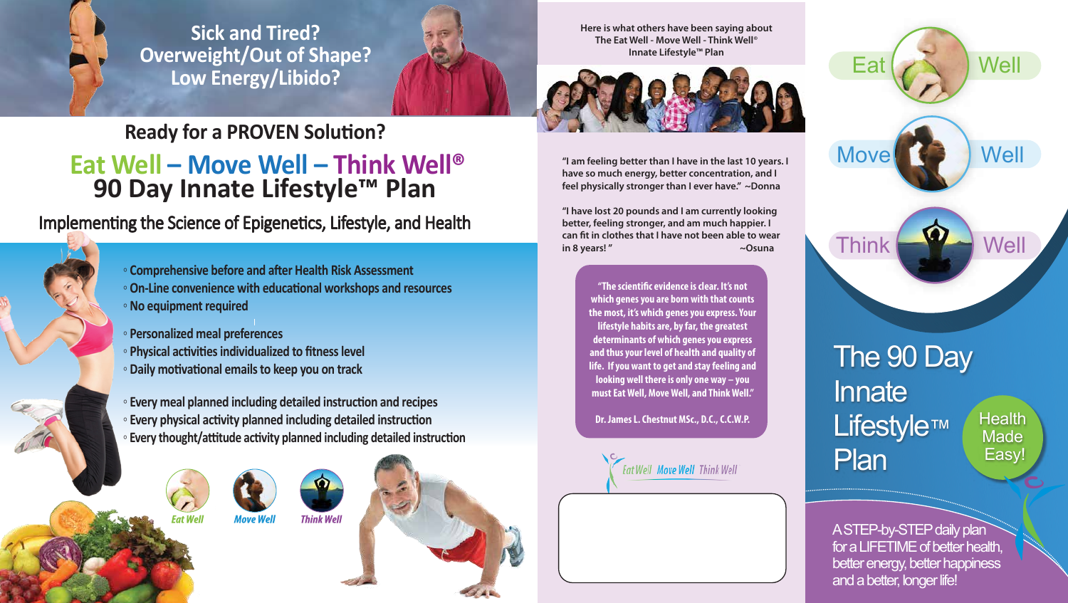**Sick and Tired?**
**Overweight/Out of Shape?**
**Low Energy/Libido?**

## Ready for a PROVEN Solution?

# Eat Well – Move Well – Think Well®
# 90 Day Innate Lifestyle™ Plan

### Implementing the Science of Epigenetics, Lifestyle, and Health

- Comprehensive before and after Health Risk Assessment
- On-Line convenience with educational workshops and resources
- No equipment required

- Personalized meal preferences
- Physical activities individualized to fitness level
- Daily motivational emails to keep you on track

- Every meal planned including detailed instruction and recipes
- Every physical activity planned including detailed instruction
- Every thought/attitude activity planned including detailed instruction

*Eat Well* *Move Well* *Think Well*

**Here is what others have been saying about The Eat Well - Move Well - Think Well® Innate Lifestyle™ Plan**

**"I am feeling better than I have in the last 10 years. I have so much energy, better concentration, and I feel physically stronger than I ever have." ~Donna**

**"I have lost 20 pounds and I am currently looking better, feeling stronger, and am much happier. I can fit in clothes that I have not been able to wear in 8 years! " ~Osuna**

**"The scientific evidence is clear. It's not which genes you are born with that counts the most, it's which genes you express. Your lifestyle habits are, by far, the greatest determinants of which genes you express and thus your level of health and quality of life. If you want to get and stay feeling and looking well there is only one way – you must Eat Well, Move Well, and Think Well."**

**Dr. James L. Chestnut MSc., D.C., C.C.W.P.**

*Eat Well Move Well Think Well*

Eat Well

Move Well

Think Well

# The 90 Day Innate Lifestyle™ Plan

Health Made Easy!

A STEP-by-STEP daily plan for a LIFETIME of better health, better energy, better happiness and a better, longer life!